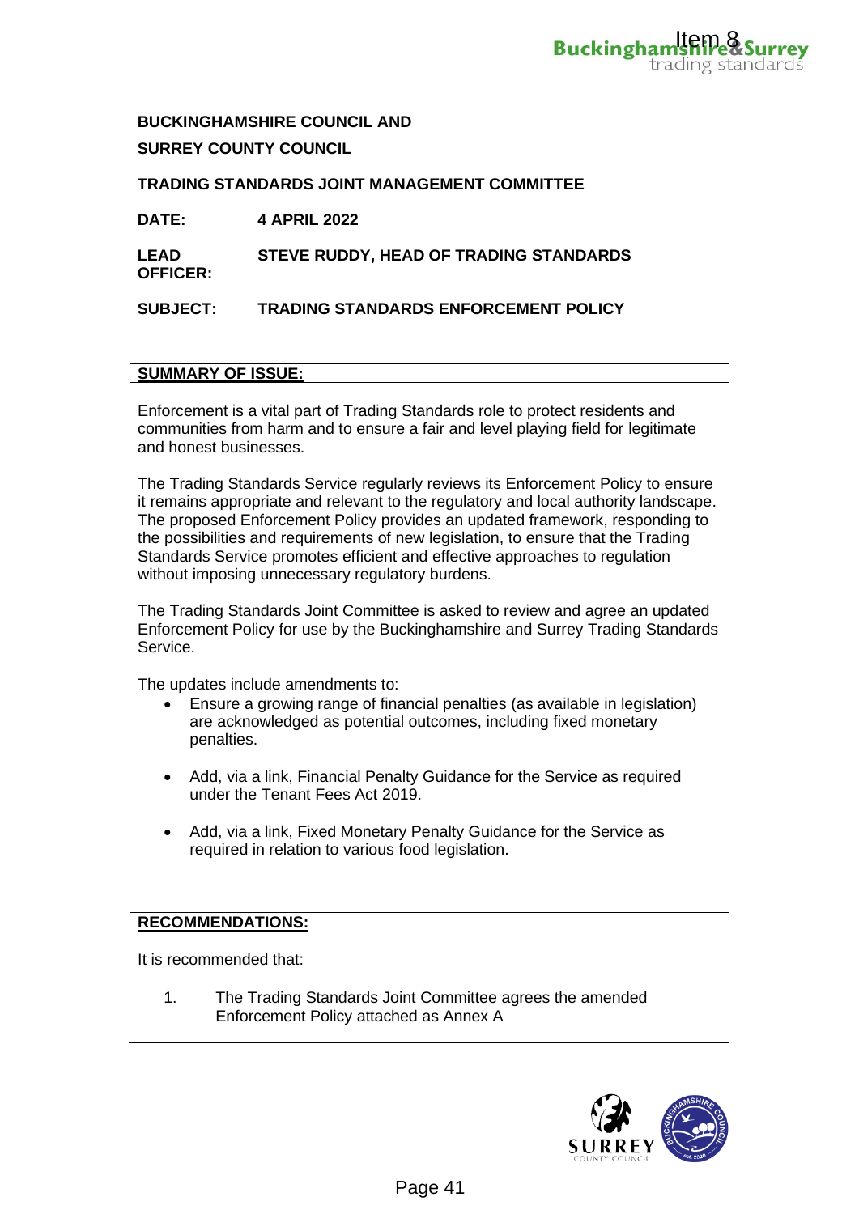**BUCKINGHAMSHIRE COUNCIL AND**

**SURREY COUNTY COUNCIL**

**TRADING STANDARDS JOINT MANAGEMENT COMMITTEE**

**DATE:** **4 APRIL 2022**

**LEAD OFFICER:** **STEVE RUDDY, HEAD OF TRADING STANDARDS**

**SUBJECT:** **TRADING STANDARDS ENFORCEMENT POLICY**

## SUMMARY OF ISSUE:

Enforcement is a vital part of Trading Standards role to protect residents and communities from harm and to ensure a fair and level playing field for legitimate and honest businesses.

The Trading Standards Service regularly reviews its Enforcement Policy to ensure it remains appropriate and relevant to the regulatory and local authority landscape. The proposed Enforcement Policy provides an updated framework, responding to the possibilities and requirements of new legislation, to ensure that the Trading Standards Service promotes efficient and effective approaches to regulation without imposing unnecessary regulatory burdens.

The Trading Standards Joint Committee is asked to review and agree an updated Enforcement Policy for use by the Buckinghamshire and Surrey Trading Standards Service.

The updates include amendments to:

- Ensure a growing range of financial penalties (as available in legislation) are acknowledged as potential outcomes, including fixed monetary penalties.
- Add, via a link, Financial Penalty Guidance for the Service as required under the Tenant Fees Act 2019.
- Add, via a link, Fixed Monetary Penalty Guidance for the Service as required in relation to various food legislation.

## RECOMMENDATIONS:

It is recommended that:

1. The Trading Standards Joint Committee agrees the amended Enforcement Policy attached as Annex A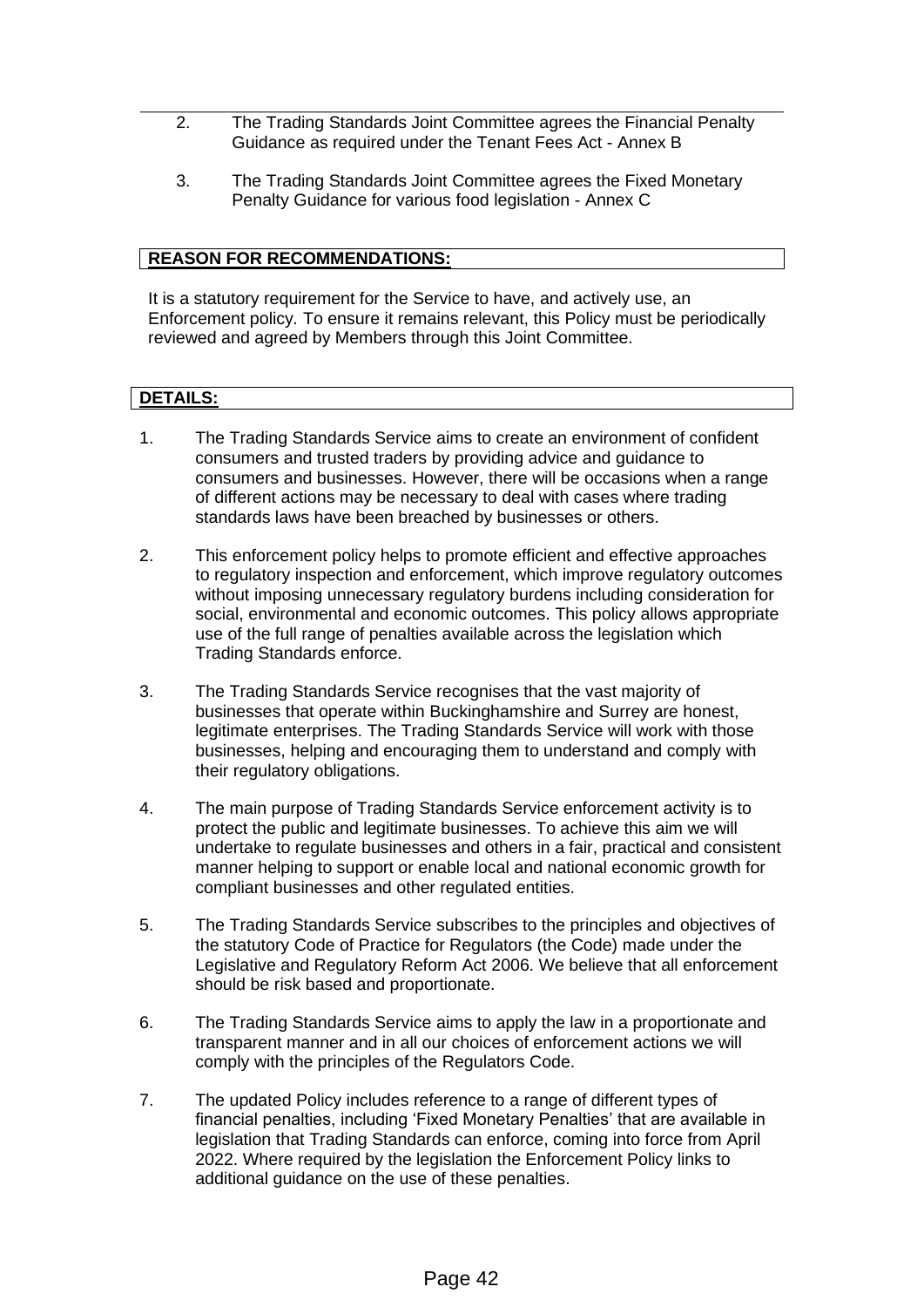2. The Trading Standards Joint Committee agrees the Financial Penalty Guidance as required under the Tenant Fees Act - Annex B

3. The Trading Standards Joint Committee agrees the Fixed Monetary Penalty Guidance for various food legislation - Annex C

## REASON FOR RECOMMENDATIONS:

It is a statutory requirement for the Service to have, and actively use, an Enforcement policy. To ensure it remains relevant, this Policy must be periodically reviewed and agreed by Members through this Joint Committee.

## DETAILS:

1. The Trading Standards Service aims to create an environment of confident consumers and trusted traders by providing advice and guidance to consumers and businesses. However, there will be occasions when a range of different actions may be necessary to deal with cases where trading standards laws have been breached by businesses or others.

2. This enforcement policy helps to promote efficient and effective approaches to regulatory inspection and enforcement, which improve regulatory outcomes without imposing unnecessary regulatory burdens including consideration for social, environmental and economic outcomes. This policy allows appropriate use of the full range of penalties available across the legislation which Trading Standards enforce.

3. The Trading Standards Service recognises that the vast majority of businesses that operate within Buckinghamshire and Surrey are honest, legitimate enterprises. The Trading Standards Service will work with those businesses, helping and encouraging them to understand and comply with their regulatory obligations.

4. The main purpose of Trading Standards Service enforcement activity is to protect the public and legitimate businesses. To achieve this aim we will undertake to regulate businesses and others in a fair, practical and consistent manner helping to support or enable local and national economic growth for compliant businesses and other regulated entities.

5. The Trading Standards Service subscribes to the principles and objectives of the statutory Code of Practice for Regulators (the Code) made under the Legislative and Regulatory Reform Act 2006. We believe that all enforcement should be risk based and proportionate.

6. The Trading Standards Service aims to apply the law in a proportionate and transparent manner and in all our choices of enforcement actions we will comply with the principles of the Regulators Code.

7. The updated Policy includes reference to a range of different types of financial penalties, including 'Fixed Monetary Penalties' that are available in legislation that Trading Standards can enforce, coming into force from April 2022. Where required by the legislation the Enforcement Policy links to additional guidance on the use of these penalties.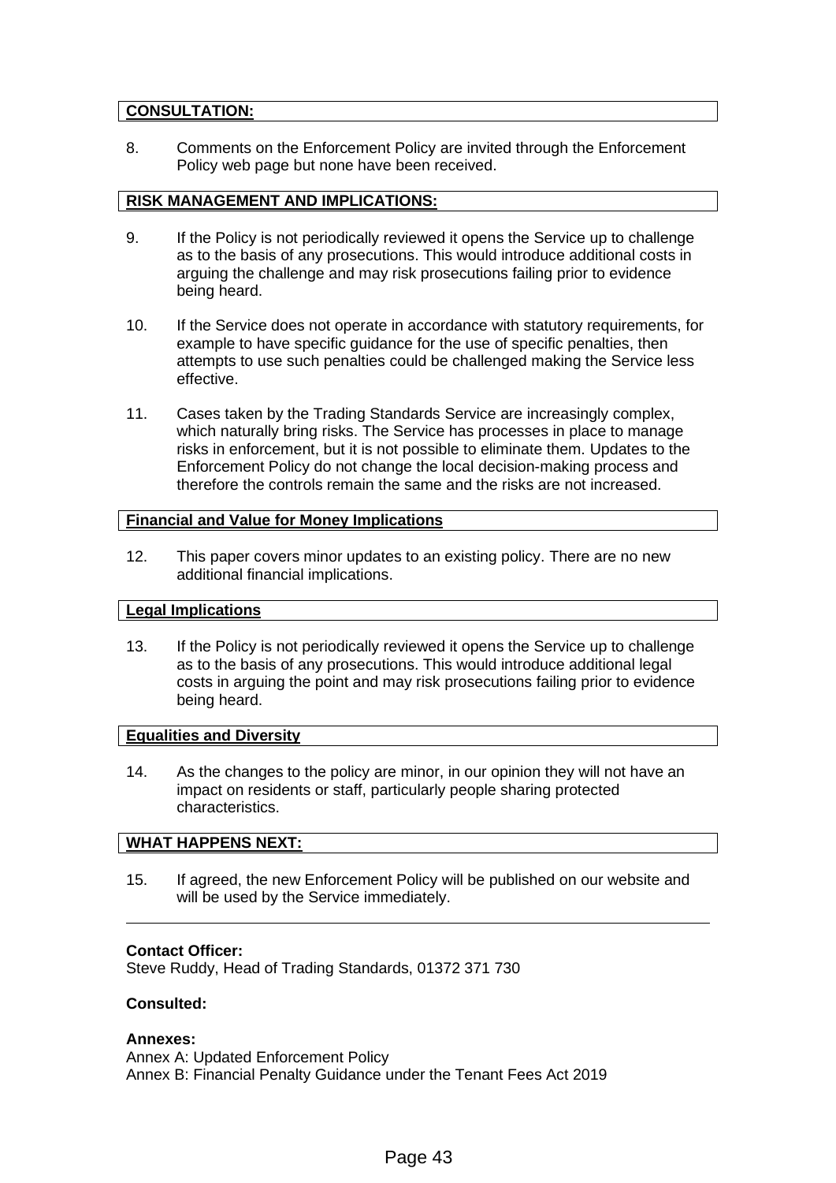## CONSULTATION:

8. Comments on the Enforcement Policy are invited through the Enforcement Policy web page but none have been received.

## RISK MANAGEMENT AND IMPLICATIONS:

9. If the Policy is not periodically reviewed it opens the Service up to challenge as to the basis of any prosecutions. This would introduce additional costs in arguing the challenge and may risk prosecutions failing prior to evidence being heard.

10. If the Service does not operate in accordance with statutory requirements, for example to have specific guidance for the use of specific penalties, then attempts to use such penalties could be challenged making the Service less effective.

11. Cases taken by the Trading Standards Service are increasingly complex, which naturally bring risks. The Service has processes in place to manage risks in enforcement, but it is not possible to eliminate them. Updates to the Enforcement Policy do not change the local decision-making process and therefore the controls remain the same and the risks are not increased.

## Financial and Value for Money Implications

12. This paper covers minor updates to an existing policy. There are no new additional financial implications.

## Legal Implications

13. If the Policy is not periodically reviewed it opens the Service up to challenge as to the basis of any prosecutions. This would introduce additional legal costs in arguing the point and may risk prosecutions failing prior to evidence being heard.

## Equalities and Diversity

14. As the changes to the policy are minor, in our opinion they will not have an impact on residents or staff, particularly people sharing protected characteristics.

## WHAT HAPPENS NEXT:

15. If agreed, the new Enforcement Policy will be published on our website and will be used by the Service immediately.

---

**Contact Officer:**
Steve Ruddy, Head of Trading Standards, 01372 371 730

**Consulted:**

**Annexes:**
Annex A: Updated Enforcement Policy
Annex B: Financial Penalty Guidance under the Tenant Fees Act 2019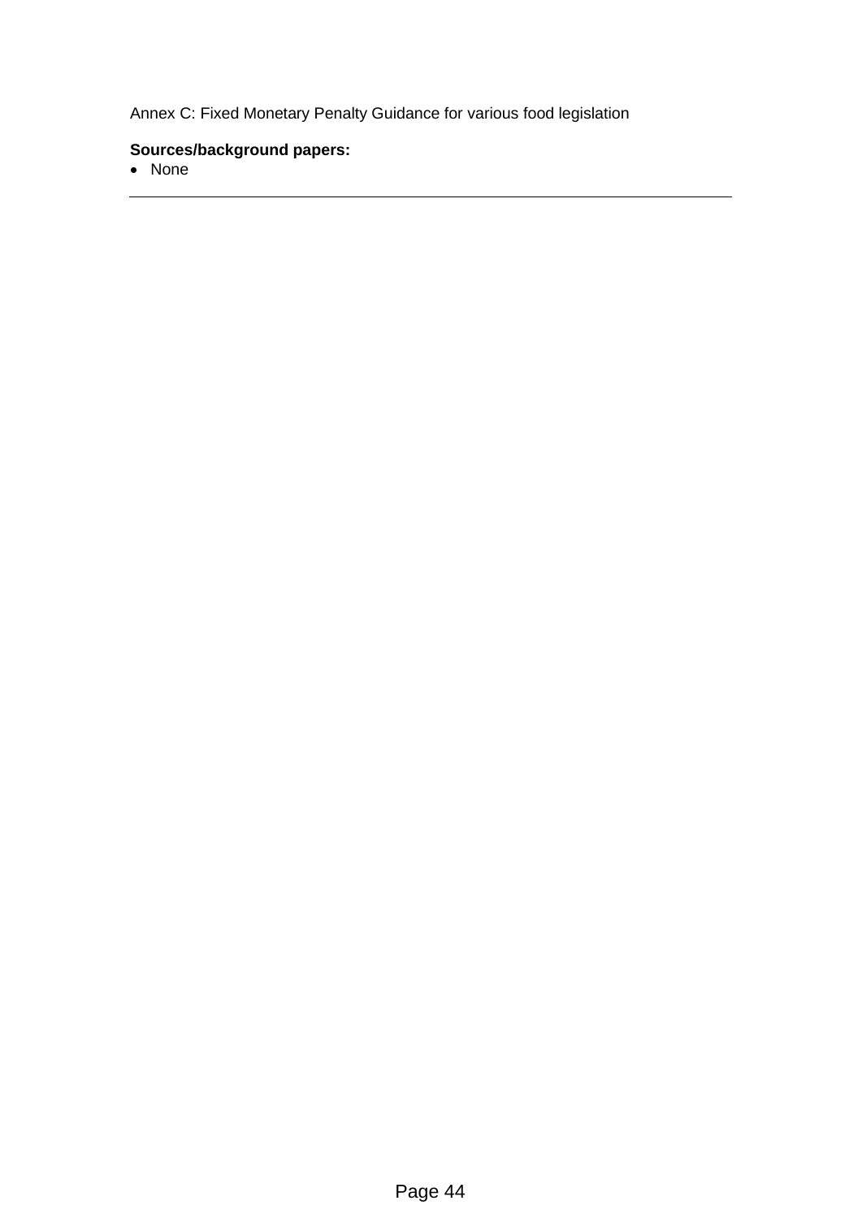Annex C: Fixed Monetary Penalty Guidance for various food legislation

**Sources/background papers:**

- None

---